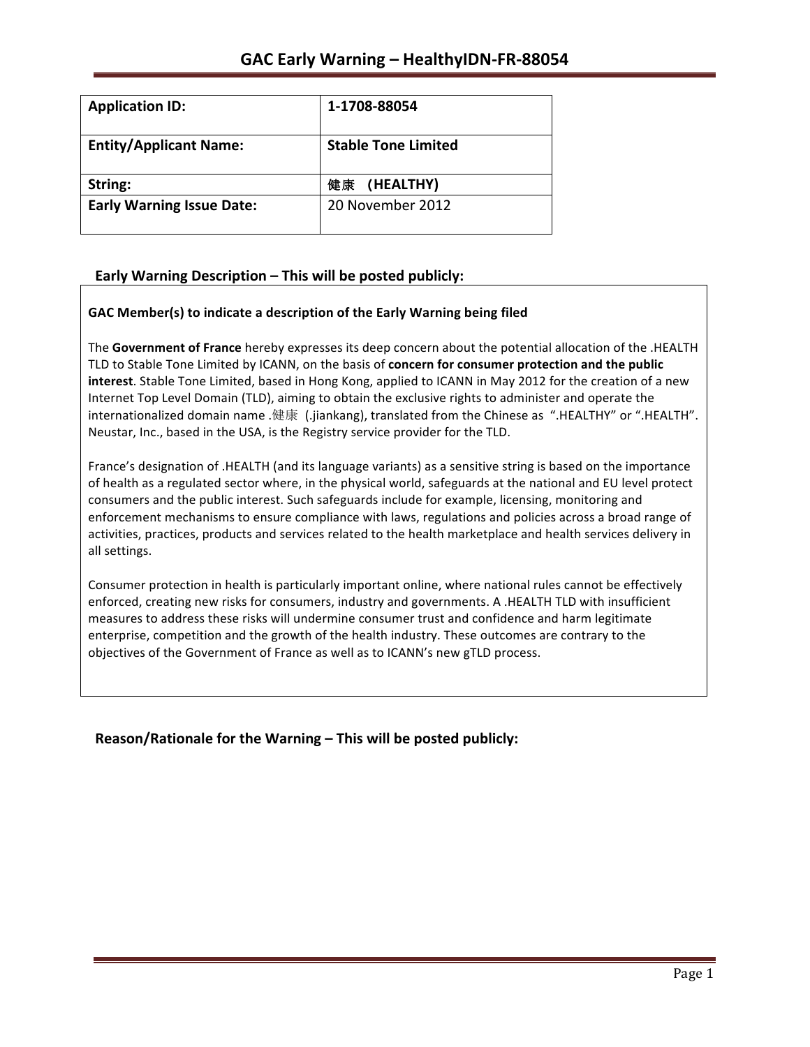# GAC Early Warning – HealthyIDN-FR-88054

| Application ID: | 1-1708-88054 |
| --- | --- |
| Entity/Applicant Name: | Stable Tone Limited |
| String: | 健康 (HEALTHY) |
| Early Warning Issue Date: | 20 November 2012 |

## Early Warning Description – This will be posted publicly:

**GAC Member(s) to indicate a description of the Early Warning being filed**

The **Government of France** hereby expresses its deep concern about the potential allocation of the .HEALTH TLD to Stable Tone Limited by ICANN, on the basis of **concern for consumer protection and the public interest**. Stable Tone Limited, based in Hong Kong, applied to ICANN in May 2012 for the creation of a new Internet Top Level Domain (TLD), aiming to obtain the exclusive rights to administer and operate the internationalized domain name .健康 (.jiankang), translated from the Chinese as ".HEALTHY" or ".HEALTH". Neustar, Inc., based in the USA, is the Registry service provider for the TLD.

France's designation of .HEALTH (and its language variants) as a sensitive string is based on the importance of health as a regulated sector where, in the physical world, safeguards at the national and EU level protect consumers and the public interest. Such safeguards include for example, licensing, monitoring and enforcement mechanisms to ensure compliance with laws, regulations and policies across a broad range of activities, practices, products and services related to the health marketplace and health services delivery in all settings.

Consumer protection in health is particularly important online, where national rules cannot be effectively enforced, creating new risks for consumers, industry and governments. A .HEALTH TLD with insufficient measures to address these risks will undermine consumer trust and confidence and harm legitimate enterprise, competition and the growth of the health industry. These outcomes are contrary to the objectives of the Government of France as well as to ICANN's new gTLD process.

## Reason/Rationale for the Warning – This will be posted publicly: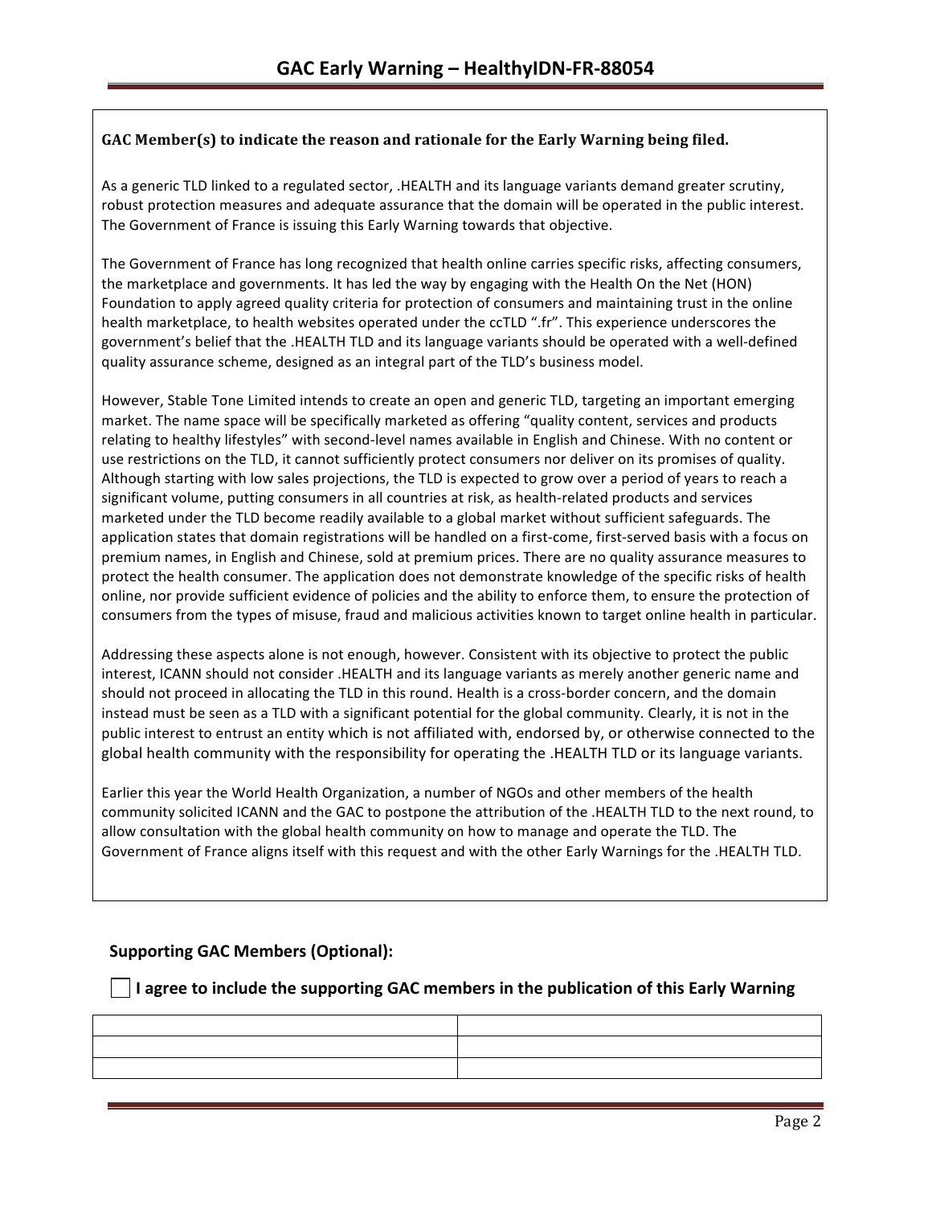# GAC Early Warning – HealthyIDN-FR-88054

**GAC Member(s) to indicate the reason and rationale for the Early Warning being filed.**

As a generic TLD linked to a regulated sector, .HEALTH and its language variants demand greater scrutiny, robust protection measures and adequate assurance that the domain will be operated in the public interest. The Government of France is issuing this Early Warning towards that objective.

The Government of France has long recognized that health online carries specific risks, affecting consumers, the marketplace and governments. It has led the way by engaging with the Health On the Net (HON) Foundation to apply agreed quality criteria for protection of consumers and maintaining trust in the online health marketplace, to health websites operated under the ccTLD ".fr". This experience underscores the government's belief that the .HEALTH TLD and its language variants should be operated with a well-defined quality assurance scheme, designed as an integral part of the TLD's business model.

However, Stable Tone Limited intends to create an open and generic TLD, targeting an important emerging market. The name space will be specifically marketed as offering "quality content, services and products relating to healthy lifestyles" with second-level names available in English and Chinese. With no content or use restrictions on the TLD, it cannot sufficiently protect consumers nor deliver on its promises of quality. Although starting with low sales projections, the TLD is expected to grow over a period of years to reach a significant volume, putting consumers in all countries at risk, as health-related products and services marketed under the TLD become readily available to a global market without sufficient safeguards. The application states that domain registrations will be handled on a first-come, first-served basis with a focus on premium names, in English and Chinese, sold at premium prices. There are no quality assurance measures to protect the health consumer. The application does not demonstrate knowledge of the specific risks of health online, nor provide sufficient evidence of policies and the ability to enforce them, to ensure the protection of consumers from the types of misuse, fraud and malicious activities known to target online health in particular.

Addressing these aspects alone is not enough, however. Consistent with its objective to protect the public interest, ICANN should not consider .HEALTH and its language variants as merely another generic name and should not proceed in allocating the TLD in this round. Health is a cross-border concern, and the domain instead must be seen as a TLD with a significant potential for the global community. Clearly, it is not in the public interest to entrust an entity which is not affiliated with, endorsed by, or otherwise connected to the global health community with the responsibility for operating the .HEALTH TLD or its language variants.

Earlier this year the World Health Organization, a number of NGOs and other members of the health community solicited ICANN and the GAC to postpone the attribution of the .HEALTH TLD to the next round, to allow consultation with the global health community on how to manage and operate the TLD. The Government of France aligns itself with this request and with the other Early Warnings for the .HEALTH TLD.

## Supporting GAC Members (Optional):

☐ **I agree to include the supporting GAC members in the publication of this Early Warning**

| | |
|---|---|
| | |
| | |
| | |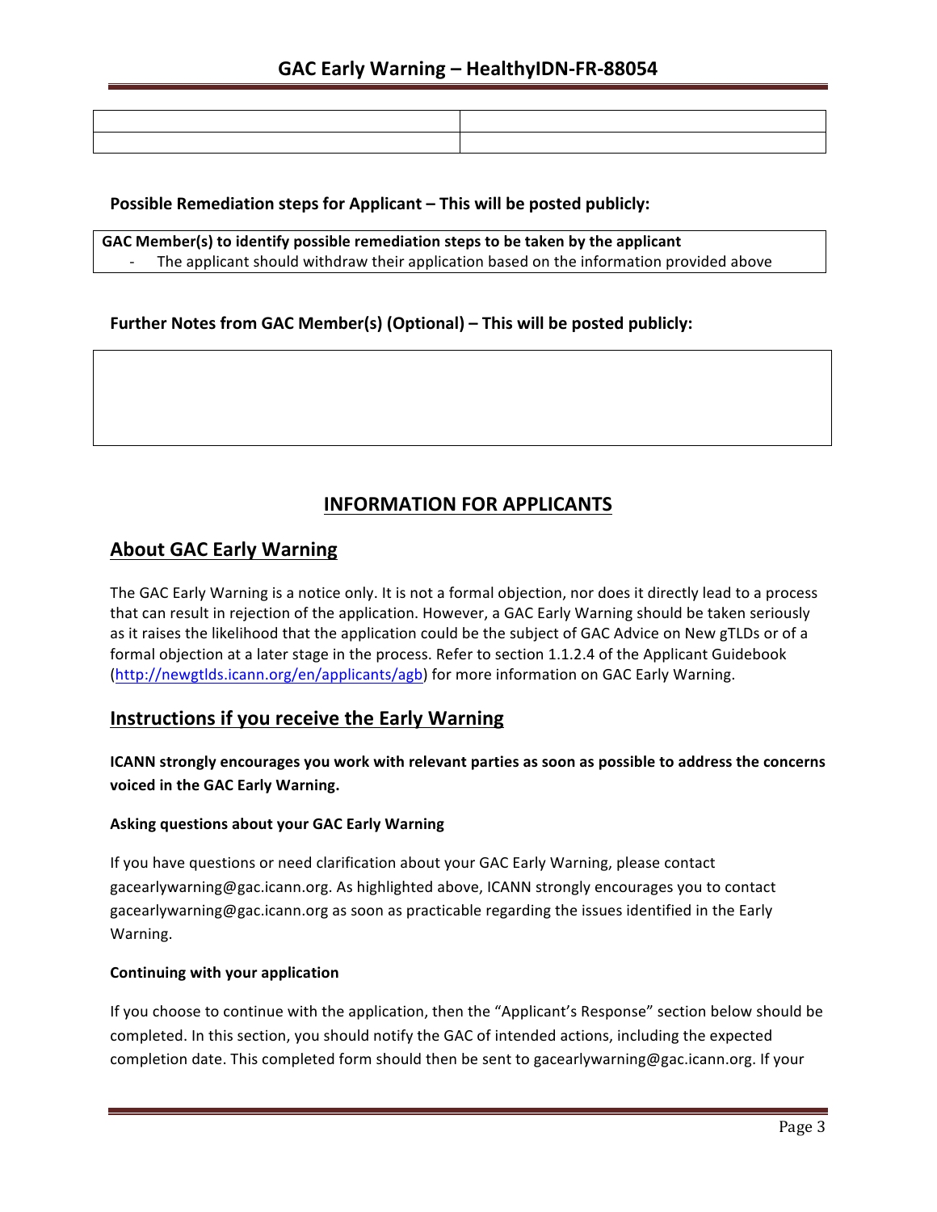| | |
|---|---|
| | |

**Possible Remediation steps for Applicant – This will be posted publicly:**

| **GAC Member(s) to identify possible remediation steps to be taken by the applicant** |
|---|
| - The applicant should withdraw their application based on the information provided above |

**Further Notes from GAC Member(s) (Optional) – This will be posted publicly:**

| |
|---|
| |

## INFORMATION FOR APPLICANTS

## About GAC Early Warning

The GAC Early Warning is a notice only. It is not a formal objection, nor does it directly lead to a process that can result in rejection of the application. However, a GAC Early Warning should be taken seriously as it raises the likelihood that the application could be the subject of GAC Advice on New gTLDs or of a formal objection at a later stage in the process. Refer to section 1.1.2.4 of the Applicant Guidebook (http://newgtlds.icann.org/en/applicants/agb) for more information on GAC Early Warning.

## Instructions if you receive the Early Warning

**ICANN strongly encourages you work with relevant parties as soon as possible to address the concerns voiced in the GAC Early Warning.**

### Asking questions about your GAC Early Warning

If you have questions or need clarification about your GAC Early Warning, please contact gacearlywarning@gac.icann.org. As highlighted above, ICANN strongly encourages you to contact gacearlywarning@gac.icann.org as soon as practicable regarding the issues identified in the Early Warning.

### Continuing with your application

If you choose to continue with the application, then the "Applicant's Response" section below should be completed. In this section, you should notify the GAC of intended actions, including the expected completion date. This completed form should then be sent to gacearlywarning@gac.icann.org. If your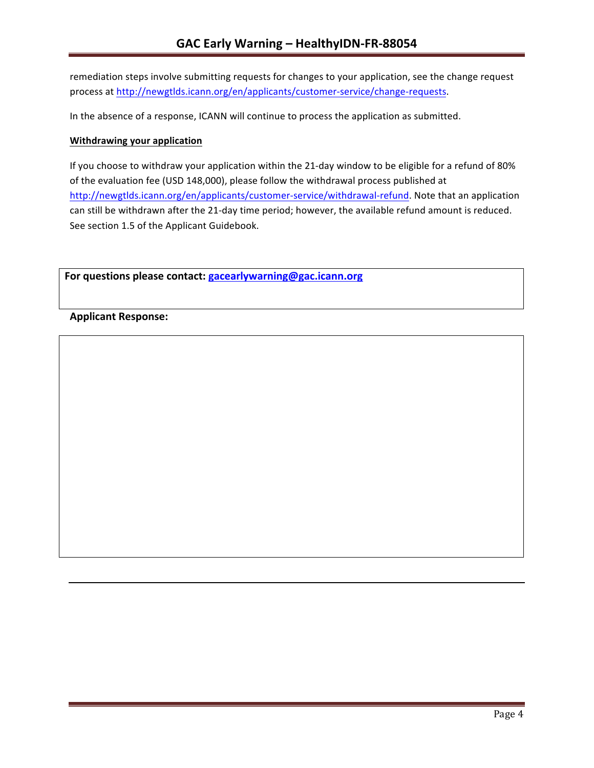remediation steps involve submitting requests for changes to your application, see the change request process at http://newgtlds.icann.org/en/applicants/customer-service/change-requests.

In the absence of a response, ICANN will continue to process the application as submitted.

**Withdrawing your application**

If you choose to withdraw your application within the 21-day window to be eligible for a refund of 80% of the evaluation fee (USD 148,000), please follow the withdrawal process published at http://newgtlds.icann.org/en/applicants/customer-service/withdrawal-refund. Note that an application can still be withdrawn after the 21-day time period; however, the available refund amount is reduced. See section 1.5 of the Applicant Guidebook.

**For questions please contact: gacearlywarning@gac.icann.org**

**Applicant Response:**